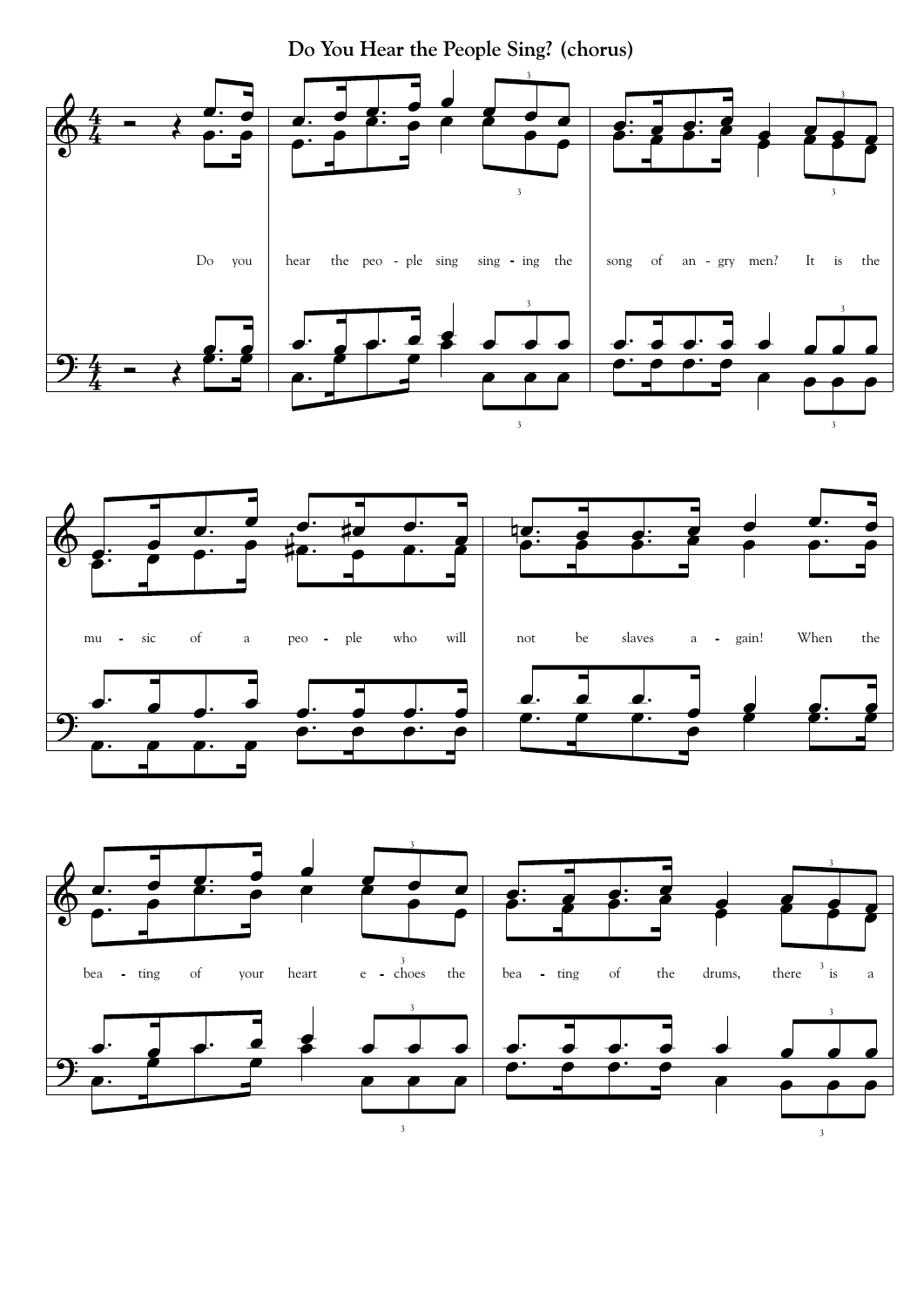# Do You Hear the People Sing? (chorus)

Do you hear the peo - ple sing sing - ing the song of an - gry men? It is the

mu - sic of a peo - ple who will not be slaves a - gain! When the

bea - ting of your heart e - choes the bea - ting of the drums, there is a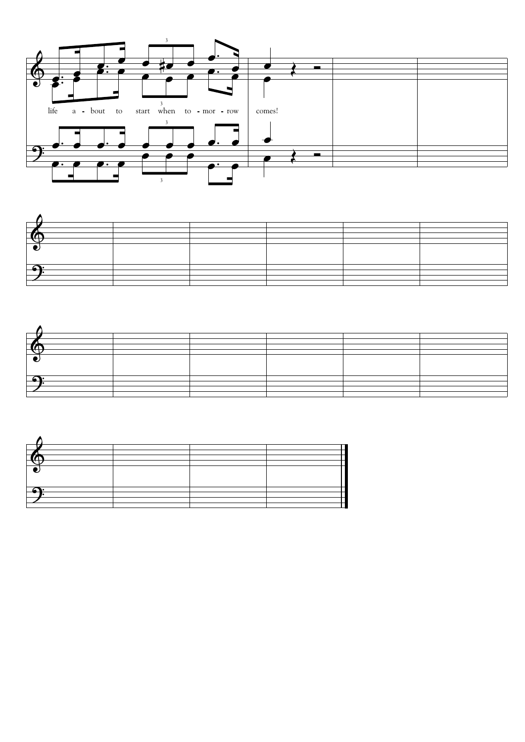life a - bout to start when to - mor - row comes!